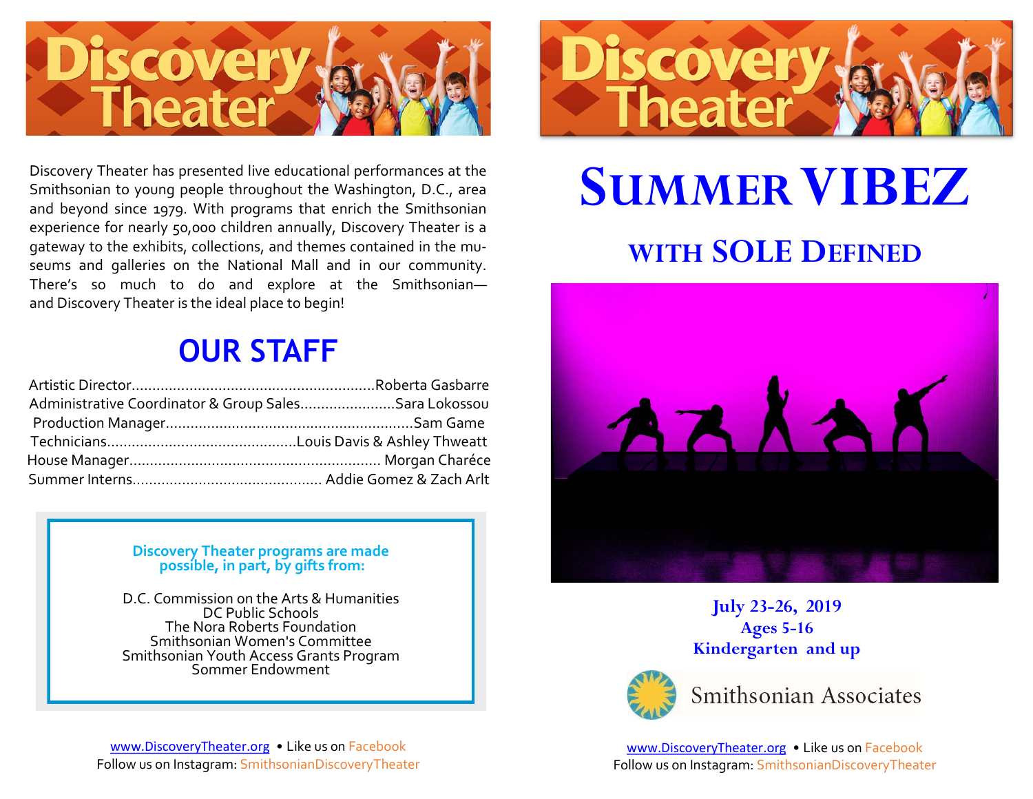# Discovery Theater

Discovery Theater has presented live educational performances at the Smithsonian to young people throughout the Washington, D.C., area and beyond since 1979. With programs that enrich the Smithsonian experience for nearly 50,000 children annually, Discovery Theater is a gateway to the exhibits, collections, and themes contained in the museums and galleries on the National Mall and in our community. There's so much to do and explore at the Smithsonian—and Discovery Theater is the ideal place to begin!

## OUR STAFF

Artistic Director..........................................................Roberta Gasbarre
Administrative Coordinator & Group Sales.......................Sara Lokossou
Production Manager...........................................................Sam Game
Technicians.............................................Louis Davis & Ashley Thweatt
House Manager............................................................ Morgan Charéce
Summer Interns............................................. Addie Gomez & Zach Arlt

**Discovery Theater programs are made possible, in part, by gifts from:**

D.C. Commission on the Arts & Humanities
DC Public Schools
The Nora Roberts Foundation
Smithsonian Women's Committee
Smithsonian Youth Access Grants Program
Sommer Endowment

www.DiscoveryTheater.org • Like us on Facebook
Follow us on Instagram: SmithsonianDiscoveryTheater

# Discovery Theater

# SUMMER VIBEZ

## WITH SOLE DEFINED

**July 23-26, 2019**
**Ages 5-16**
**Kindergarten and up**

Smithsonian Associates

www.DiscoveryTheater.org • Like us on Facebook
Follow us on Instagram: SmithsonianDiscoveryTheater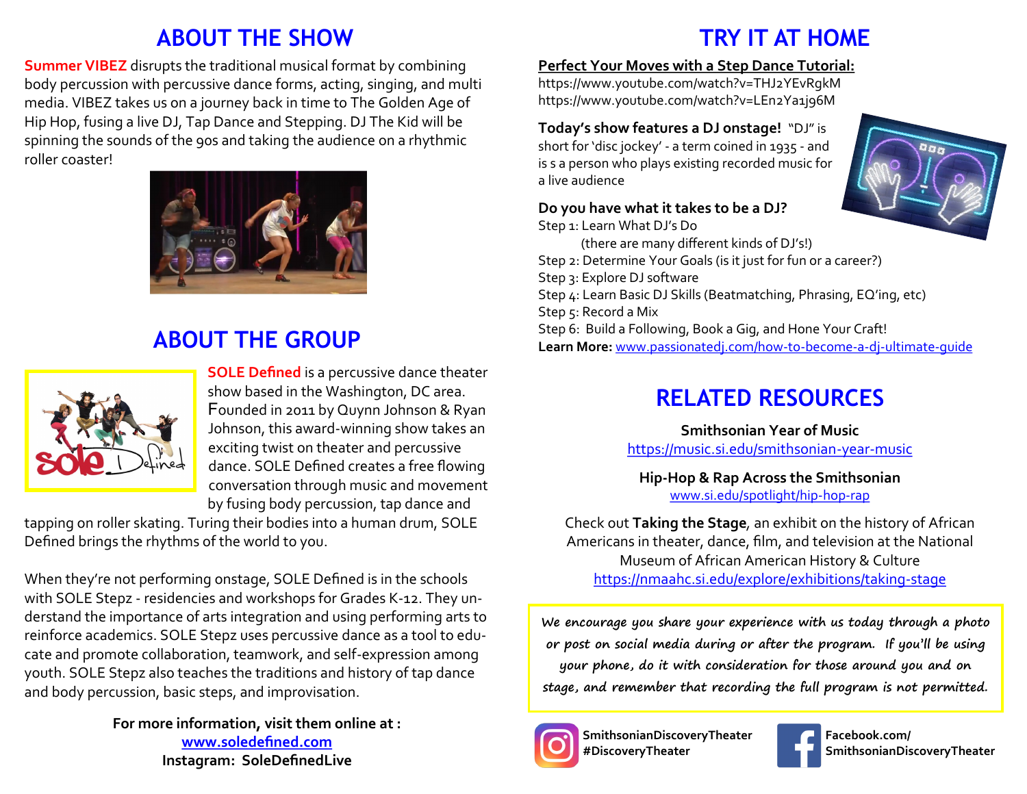# ABOUT THE SHOW

**Summer VIBEZ** disrupts the traditional musical format by combining body percussion with percussive dance forms, acting, singing, and multi media. VIBEZ takes us on a journey back in time to The Golden Age of Hip Hop, fusing a live DJ, Tap Dance and Stepping. DJ The Kid will be spinning the sounds of the 90s and taking the audience on a rhythmic roller coaster!

# ABOUT THE GROUP

**SOLE Defined** is a percussive dance theater show based in the Washington, DC area. Founded in 2011 by Quynn Johnson & Ryan Johnson, this award-winning show takes an exciting twist on theater and percussive dance. SOLE Defined creates a free flowing conversation through music and movement by fusing body percussion, tap dance and tapping on roller skating. Turing their bodies into a human drum, SOLE Defined brings the rhythms of the world to you.

When they're not performing onstage, SOLE Defined is in the schools with SOLE Stepz - residencies and workshops for Grades K-12. They understand the importance of arts integration and using performing arts to reinforce academics. SOLE Stepz uses percussive dance as a tool to educate and promote collaboration, teamwork, and self-expression among youth. SOLE Stepz also teaches the traditions and history of tap dance and body percussion, basic steps, and improvisation.

**For more information, visit them online at :**
**www.soledefined.com**
**Instagram: SoleDefinedLive**

# TRY IT AT HOME

**Perfect Your Moves with a Step Dance Tutorial:**
https://www.youtube.com/watch?v=THJ2YEvRgkM
https://www.youtube.com/watch?v=LEn2Ya1j96M

**Today's show features a DJ onstage!** "DJ" is short for 'disc jockey' - a term coined in 1935 - and is s a person who plays existing recorded music for a live audience

**Do you have what it takes to be a DJ?**
Step 1: Learn What DJ's Do
(there are many different kinds of DJ's!)
Step 2: Determine Your Goals (is it just for fun or a career?)
Step 3: Explore DJ software
Step 4: Learn Basic DJ Skills (Beatmatching, Phrasing, EQ'ing, etc)
Step 5: Record a Mix
Step 6: Build a Following, Book a Gig, and Hone Your Craft!
**Learn More:** www.passionatedj.com/how-to-become-a-dj-ultimate-guide

# RELATED RESOURCES

**Smithsonian Year of Music**
https://music.si.edu/smithsonian-year-music

**Hip-Hop & Rap Across the Smithsonian**
www.si.edu/spotlight/hip-hop-rap

Check out **Taking the Stage**, an exhibit on the history of African Americans in theater, dance, film, and television at the National Museum of African American History & Culture
https://nmaahc.si.edu/explore/exhibitions/taking-stage

*We encourage you share your experience with us today through a photo or post on social media during or after the program. If you'll be using your phone, do it with consideration for those around you and on stage, and remember that recording the full program is not permitted.*

**SmithsonianDiscoveryTheater**
**#DiscoveryTheater**

**Facebook.com/**
**SmithsonianDiscoveryTheater**